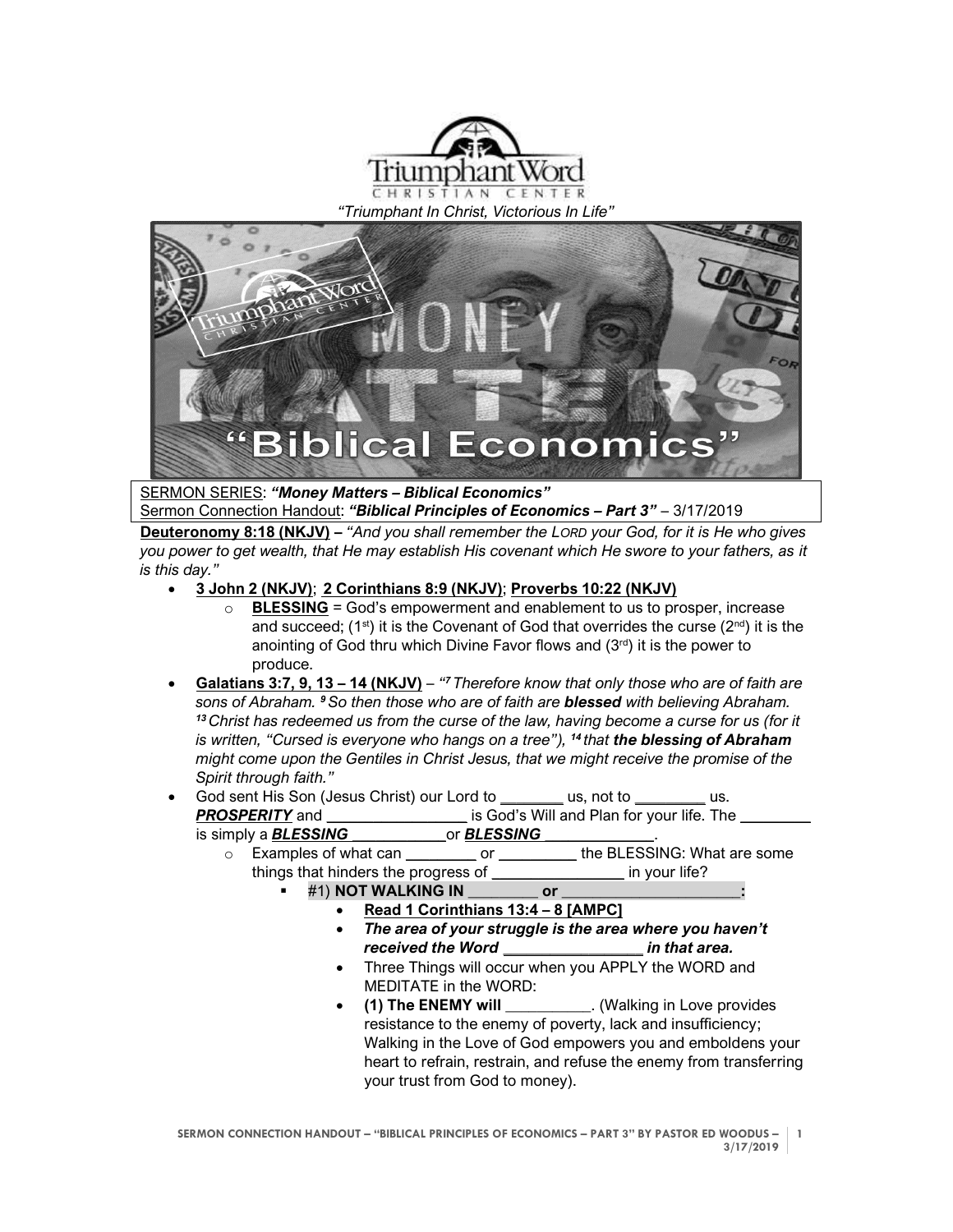Triumphant Word CHRISTIAN CENTER

*"Triumphant In Christ, Victorious In Life"*

SERMON SERIES: ***"Money Matters – Biblical Economics"***
Sermon Connection Handout: ***"Biblical Principles of Economics – Part 3"*** – 3/17/2019

**Deuteronomy 8:18 (NKJV) –** *"And you shall remember the LORD your God, for it is He who gives you power to get wealth, that He may establish His covenant which He swore to your fathers, as it is this day."*

- **3 John 2 (NKJV)**; **2 Corinthians 8:9 (NKJV)**; **Proverbs 10:22 (NKJV)**
    - **BLESSING** = God's empowerment and enablement to us to prosper, increase and succeed; (1st) it is the Covenant of God that overrides the curse (2nd) it is the anointing of God thru which Divine Favor flows and (3rd) it is the power to produce.
- **Galatians 3:7, 9, 13 – 14 (NKJV)** – *"7 Therefore know that only those who are of faith are sons of Abraham. 9 So then those who are of faith are **blessed** with believing Abraham. 13 Christ has redeemed us from the curse of the law, having become a curse for us (for it is written, "Cursed is everyone who hangs on a tree"), 14 that **the blessing of Abraham** might come upon the Gentiles in Christ Jesus, that we might receive the promise of the Spirit through faith."*
- God sent His Son (Jesus Christ) our Lord to ________ us, not to ________ us. ***PROSPERITY*** and ________________ is God's Will and Plan for your life. The ________ is simply a ***BLESSING*** ___________or ***BLESSING*** _____________.
    - Examples of what can ________ or _________ the BLESSING: What are some things that hinders the progress of _______________ in your life?
        - #1) **NOT WALKING IN ________ or ____________________:**
            - **Read 1 Corinthians 13:4 – 8 [AMPC]**
            - ***The area of your struggle is the area where you haven't received the Word ________________ in that area.***
            - Three Things will occur when you APPLY the WORD and MEDITATE in the WORD:
            - **(1) The ENEMY will** __________. (Walking in Love provides resistance to the enemy of poverty, lack and insufficiency; Walking in the Love of God empowers you and emboldens your heart to refrain, restrain, and refuse the enemy from transferring your trust from God to money).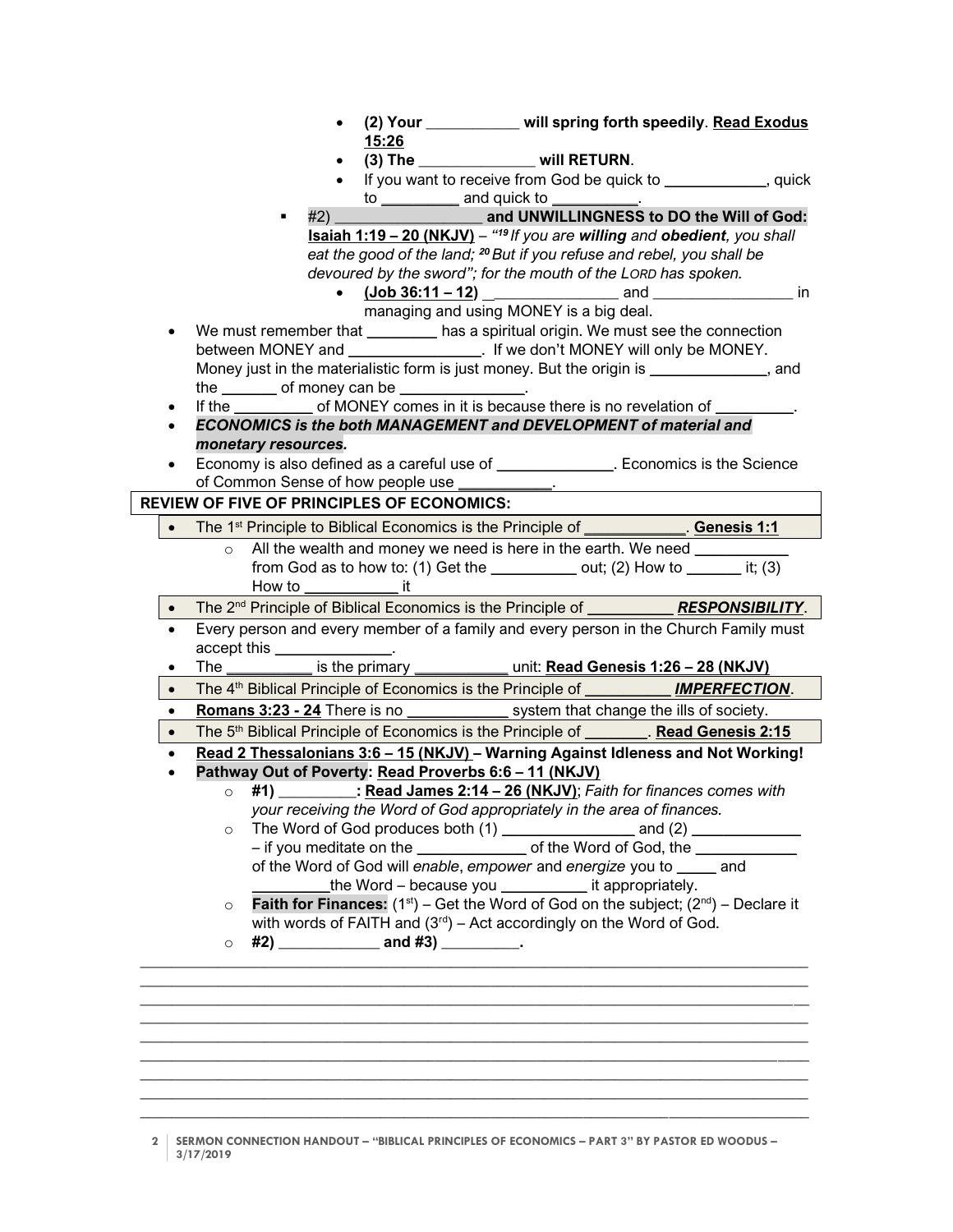- **(2) Your ___________ will spring forth speedily**. **Read Exodus 15:26**
- **(3) The ______________ will RETURN**.
- If you want to receive from God be quick to ____________, quick to __________ and quick to __________.

#2) __________________ **and UNWILLINGNESS to DO the Will of God:** **Isaiah 1:19 – 20 (NKJV)** – *"[19] If you are **willing** and **obedient**, you shall eat the good of the land; [20] But if you refuse and rebel, you shall be devoured by the sword"; for the mouth of the LORD has spoken.*

- **(Job 36:11 – 12)** ________________ and _________________ in managing and using MONEY is a big deal.

- We must remember that _________ has a spiritual origin. We must see the connection between MONEY and ________________. If we don't MONEY will only be MONEY. Money just in the materialistic form is just money. But the origin is ______________, and the _______ of money can be _______________.
- If the __________ of MONEY comes in it is because there is no revelation of __________.
- ***ECONOMICS is the both MANAGEMENT and DEVELOPMENT of material and monetary resources.***
- Economy is also defined as a careful use of ______________. Economics is the Science of Common Sense of how people use ___________.

**REVIEW OF FIVE OF PRINCIPLES OF ECONOMICS:**

- The 1st Principle to Biblical Economics is the Principle of ____________. **Genesis 1:1**
  - All the wealth and money we need is here in the earth. We need ___________ from God as to how to: (1) Get the __________ out; (2) How to _______ it; (3) How to ___________ it
- The 2nd Principle of Biblical Economics is the Principle of __________ ***RESPONSIBILITY***.
- Every person and every member of a family and every person in the Church Family must accept this ______________.
- The __________ is the primary ___________ unit: **Read Genesis 1:26 – 28 (NKJV)**
- The 4th Biblical Principle of Economics is the Principle of __________ ***IMPERFECTION***.
- **Romans 3:23 - 24** There is no ____________ system that change the ills of society.
- The 5th Biblical Principle of Economics is the Principle of ________. **Read Genesis 2:15**
- **Read 2 Thessalonians 3:6 – 15 (NKJV) – Warning Against Idleness and Not Working!**
- **Pathway Out of Poverty: Read Proverbs 6:6 – 11 (NKJV)**
  - **#1) _________: Read James 2:14 – 26 (NKJV)**; *Faith for finances comes with your receiving the Word of God appropriately in the area of finances.*
  - The Word of God produces both (1) ________________ and (2) _____________ – if you meditate on the _____________ of the Word of God, the ____________ of the Word of God will *enable*, *empower* and *energize* you to _____ and _________the Word – because you __________ it appropriately.
  - **Faith for Finances:** (1st) – Get the Word of God on the subject; (2nd) – Declare it with words of FAITH and (3rd) – Act accordingly on the Word of God.
  - **#2) ____________ and #3) _________.**